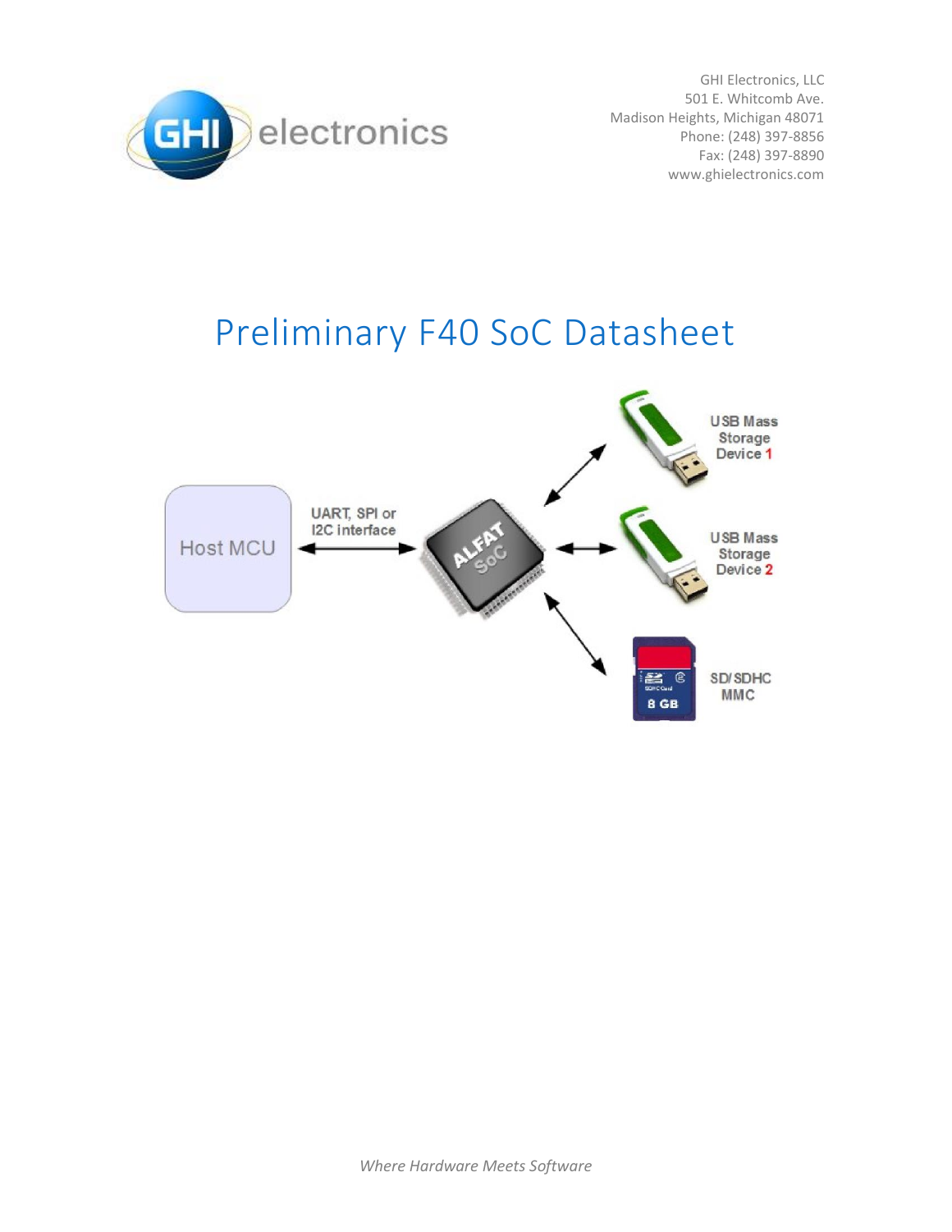GHI Electronics, LLC
501 E. Whitcomb Ave.
Madison Heights, Michigan 48071
Phone: (248) 397-8856
Fax: (248) 397-8890
www.ghielectronics.com

# Preliminary F40 SoC Datasheet

Host MCU

UART, SPI or I2C interface

ALFAT SoC

USB Mass Storage Device 1

USB Mass Storage Device 2

SD/SDHC MMC

*Where Hardware Meets Software*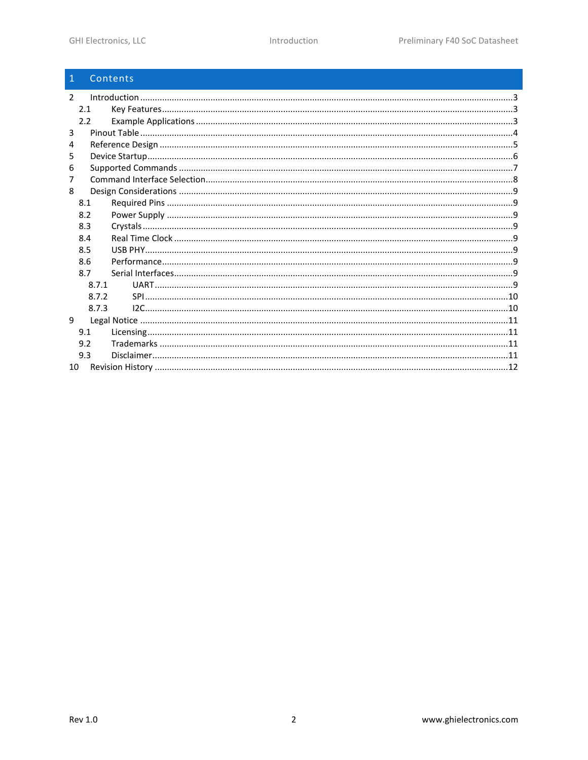# 1 Contents

- 2 Introduction ... 3
  - 2.1 Key Features ... 3
  - 2.2 Example Applications ... 3
- 3 Pinout Table ... 4
- 4 Reference Design ... 5
- 5 Device Startup ... 6
- 6 Supported Commands ... 7
- 7 Command Interface Selection ... 8
- 8 Design Considerations ... 9
  - 8.1 Required Pins ... 9
  - 8.2 Power Supply ... 9
  - 8.3 Crystals ... 9
  - 8.4 Real Time Clock ... 9
  - 8.5 USB PHY ... 9
  - 8.6 Performance ... 9
  - 8.7 Serial Interfaces ... 9
    - 8.7.1 UART ... 9
    - 8.7.2 SPI ... 10
    - 8.7.3 I2C ... 10
- 9 Legal Notice ... 11
  - 9.1 Licensing ... 11
  - 9.2 Trademarks ... 11
  - 9.3 Disclaimer ... 11
- 10 Revision History ... 12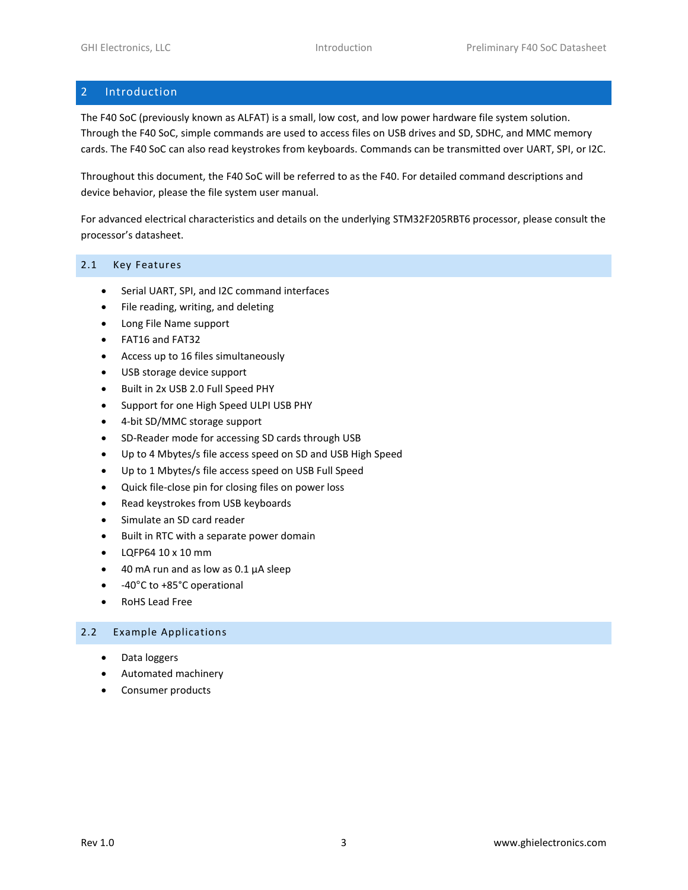## 2 Introduction

The F40 SoC (previously known as ALFAT) is a small, low cost, and low power hardware file system solution. Through the F40 SoC, simple commands are used to access files on USB drives and SD, SDHC, and MMC memory cards. The F40 SoC can also read keystrokes from keyboards. Commands can be transmitted over UART, SPI, or I2C.

Throughout this document, the F40 SoC will be referred to as the F40. For detailed command descriptions and device behavior, please the file system user manual.

For advanced electrical characteristics and details on the underlying STM32F205RBT6 processor, please consult the processor's datasheet.

### 2.1 Key Features

- Serial UART, SPI, and I2C command interfaces
- File reading, writing, and deleting
- Long File Name support
- FAT16 and FAT32
- Access up to 16 files simultaneously
- USB storage device support
- Built in 2x USB 2.0 Full Speed PHY
- Support for one High Speed ULPI USB PHY
- 4-bit SD/MMC storage support
- SD-Reader mode for accessing SD cards through USB
- Up to 4 Mbytes/s file access speed on SD and USB High Speed
- Up to 1 Mbytes/s file access speed on USB Full Speed
- Quick file-close pin for closing files on power loss
- Read keystrokes from USB keyboards
- Simulate an SD card reader
- Built in RTC with a separate power domain
- LQFP64 10 x 10 mm
- 40 mA run and as low as 0.1 µA sleep
- -40°C to +85°C operational
- RoHS Lead Free

### 2.2 Example Applications

- Data loggers
- Automated machinery
- Consumer products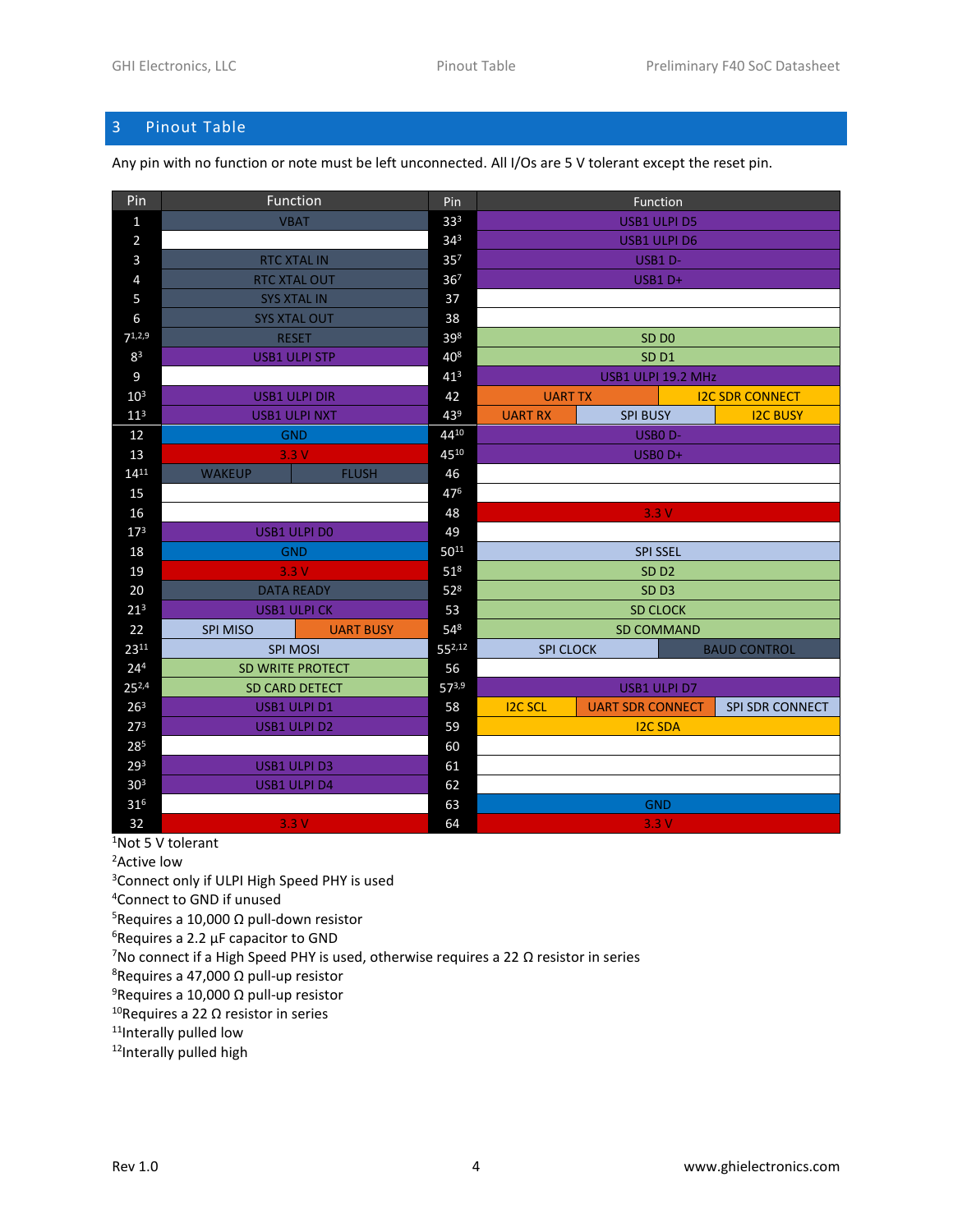## 3 Pinout Table

Any pin with no function or note must be left unconnected. All I/Os are 5 V tolerant except the reset pin.

| Pin | Function | Pin | Function |
|---|---|---|---|
| 1 | VBAT | 33[3] | USB1 ULPI D5 |
| 2 | | 34[3] | USB1 ULPI D6 |
| 3 | RTC XTAL IN | 35[7] | USB1 D- |
| 4 | RTC XTAL OUT | 36[7] | USB1 D+ |
| 5 | SYS XTAL IN | 37 | |
| 6 | SYS XTAL OUT | 38 | |
| 7[1,2,9] | RESET | 39[8] | SD D0 |
| 8[3] | USB1 ULPI STP | 40[8] | SD D1 |
| 9 | | 41[3] | USB1 ULPI 19.2 MHz |
| 10[3] | USB1 ULPI DIR | 42 | UART TX / I2C SDR CONNECT |
| 11[3] | USB1 ULPI NXT | 43[9] | UART RX / SPI BUSY / I2C BUSY |
| 12 | GND | 44[10] | USB0 D- |
| 13 | 3.3 V | 45[10] | USB0 D+ |
| 14[11] | WAKEUP / FLUSH | 46 | |
| 15 | | 47[6] | |
| 16 | | 48 | 3.3 V |
| 17[3] | USB1 ULPI D0 | 49 | |
| 18 | GND | 50[11] | SPI SSEL |
| 19 | 3.3 V | 51[8] | SD D2 |
| 20 | DATA READY | 52[8] | SD D3 |
| 21[3] | USB1 ULPI CK | 53 | SD CLOCK |
| 22 | SPI MISO / UART BUSY | 54[8] | SD COMMAND |
| 23[11] | SPI MOSI | 55[2,12] | SPI CLOCK / BAUD CONTROL |
| 24[4] | SD WRITE PROTECT | 56 | |
| 25[2,4] | SD CARD DETECT | 57[3,9] | USB1 ULPI D7 |
| 26[3] | USB1 ULPI D1 | 58 | I2C SCL / UART SDR CONNECT / SPI SDR CONNECT |
| 27[3] | USB1 ULPI D2 | 59 | I2C SDA |
| 28[5] | | 60 | |
| 29[3] | USB1 ULPI D3 | 61 | |
| 30[3] | USB1 ULPI D4 | 62 | |
| 31[6] | | 63 | GND |
| 32 | 3.3 V | 64 | 3.3 V |

[1]Not 5 V tolerant
[2]Active low
[3]Connect only if ULPI High Speed PHY is used
[4]Connect to GND if unused
[5]Requires a 10,000 Ω pull-down resistor
[6]Requires a 2.2 µF capacitor to GND
[7]No connect if a High Speed PHY is used, otherwise requires a 22 Ω resistor in series
[8]Requires a 47,000 Ω pull-up resistor
[9]Requires a 10,000 Ω pull-up resistor
[10]Requires a 22 Ω resistor in series
[11]Interally pulled low
[12]Interally pulled high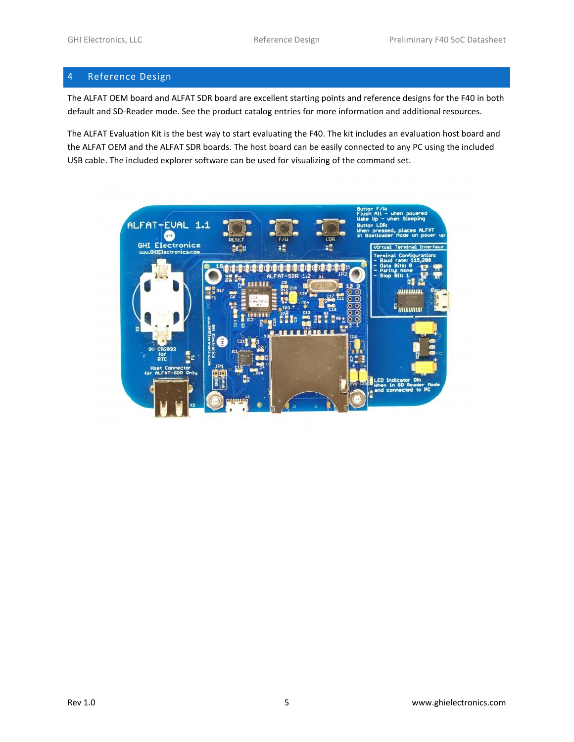# 4 Reference Design

The ALFAT OEM board and ALFAT SDR board are excellent starting points and reference designs for the F40 in both default and SD-Reader mode. See the product catalog entries for more information and additional resources.

The ALFAT Evaluation Kit is the best way to start evaluating the F40. The kit includes an evaluation host board and the ALFAT OEM and the ALFAT SDR boards. The host board can be easily connected to any PC using the included USB cable. The included explorer software can be used for visualizing of the command set.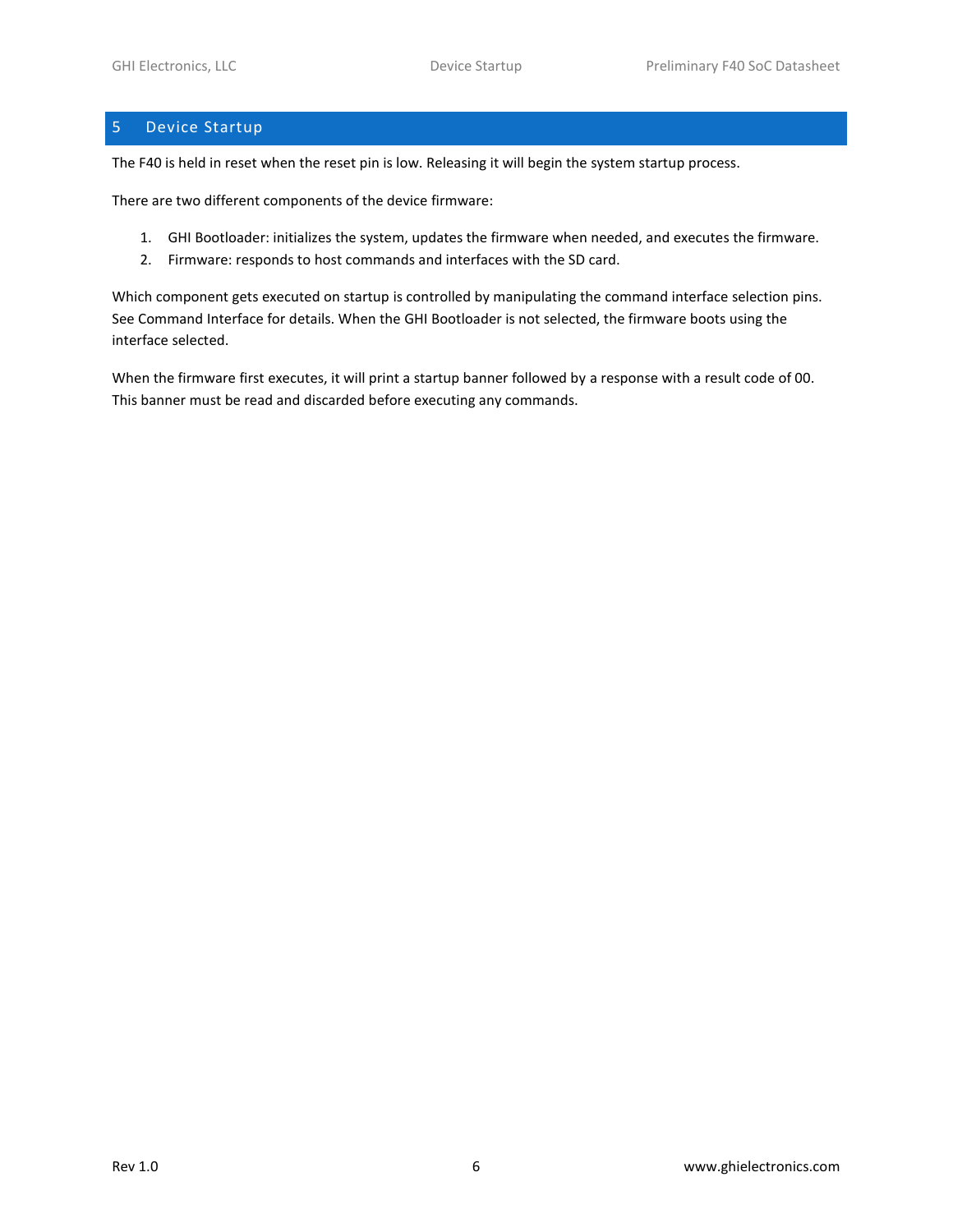# 5 Device Startup

The F40 is held in reset when the reset pin is low. Releasing it will begin the system startup process.

There are two different components of the device firmware:

1. GHI Bootloader: initializes the system, updates the firmware when needed, and executes the firmware.
2. Firmware: responds to host commands and interfaces with the SD card.

Which component gets executed on startup is controlled by manipulating the command interface selection pins. See Command Interface for details. When the GHI Bootloader is not selected, the firmware boots using the interface selected.

When the firmware first executes, it will print a startup banner followed by a response with a result code of 00. This banner must be read and discarded before executing any commands.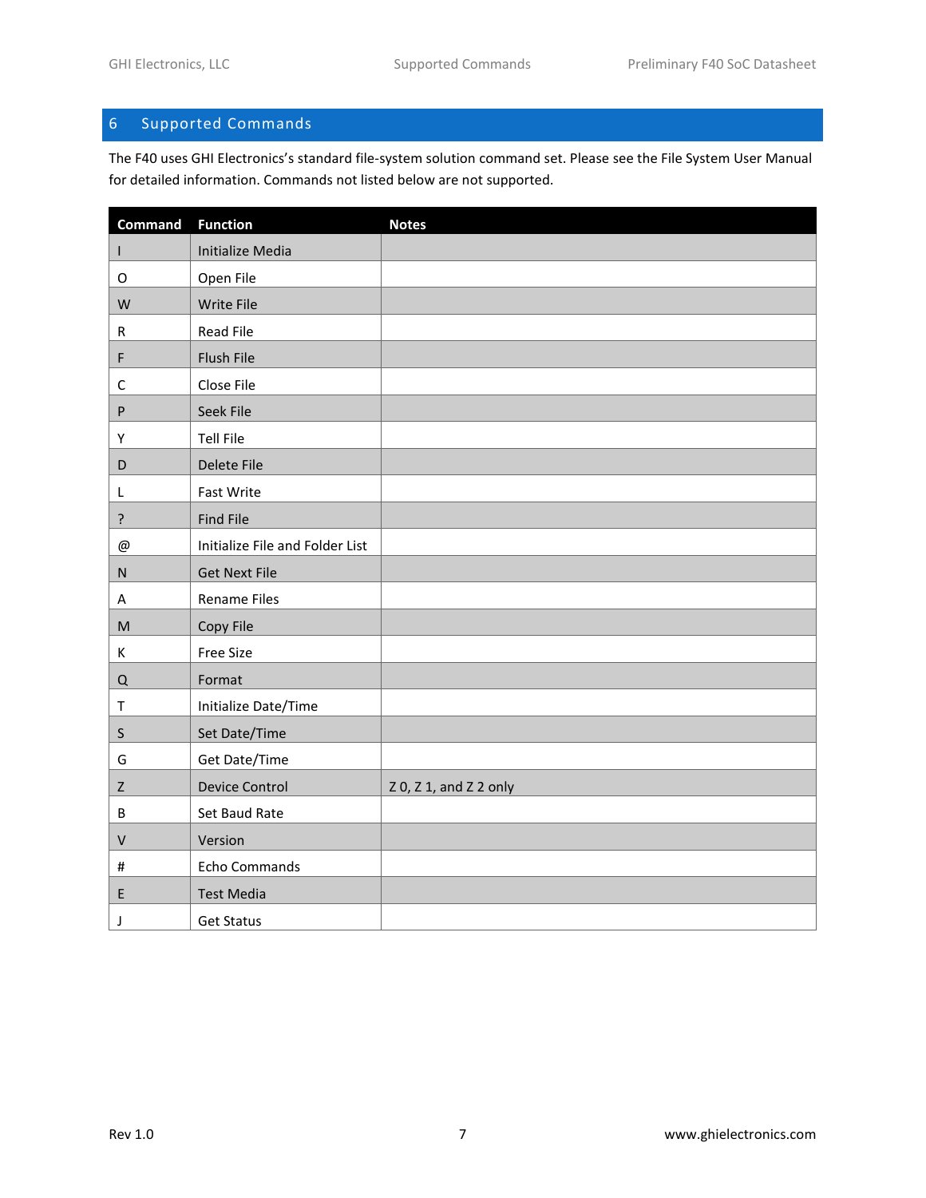# 6 Supported Commands

The F40 uses GHI Electronics's standard file-system solution command set. Please see the File System User Manual for detailed information. Commands not listed below are not supported.

| Command | Function | Notes |
|---|---|---|
| I | Initialize Media | |
| O | Open File | |
| W | Write File | |
| R | Read File | |
| F | Flush File | |
| C | Close File | |
| P | Seek File | |
| Y | Tell File | |
| D | Delete File | |
| L | Fast Write | |
| ? | Find File | |
| @ | Initialize File and Folder List | |
| N | Get Next File | |
| A | Rename Files | |
| M | Copy File | |
| K | Free Size | |
| Q | Format | |
| T | Initialize Date/Time | |
| S | Set Date/Time | |
| G | Get Date/Time | |
| Z | Device Control | Z 0, Z 1, and Z 2 only |
| B | Set Baud Rate | |
| V | Version | |
| # | Echo Commands | |
| E | Test Media | |
| J | Get Status | |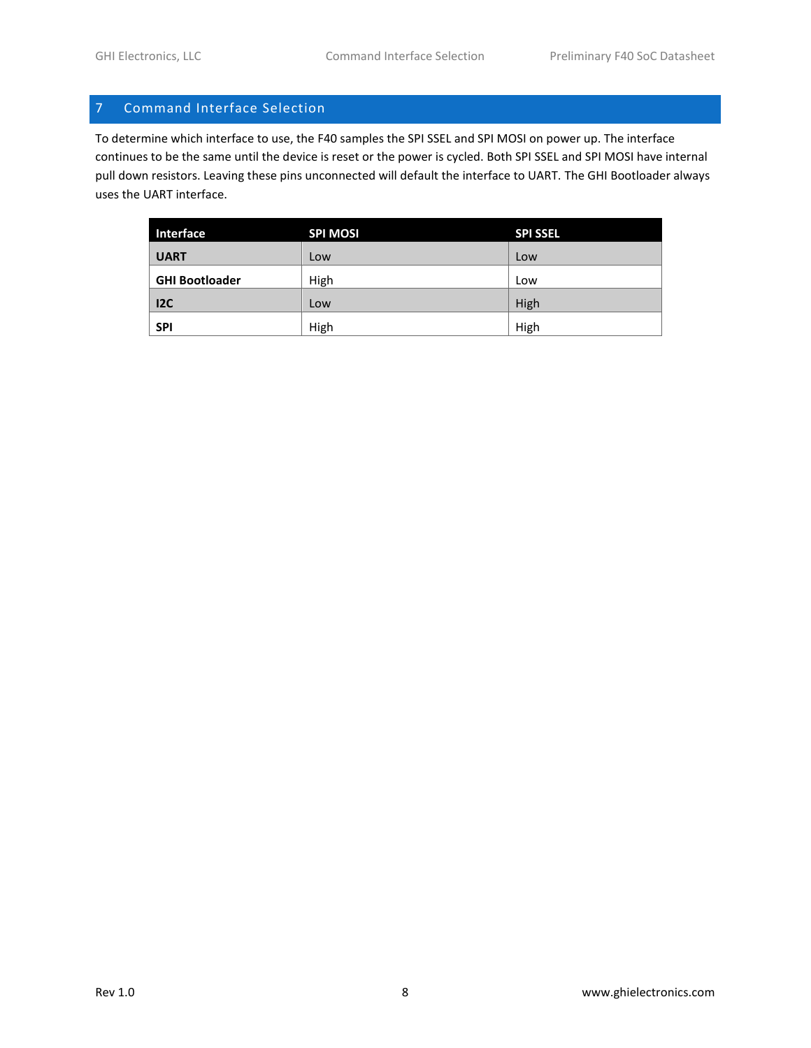# 7 Command Interface Selection

To determine which interface to use, the F40 samples the SPI SSEL and SPI MOSI on power up. The interface continues to be the same until the device is reset or the power is cycled. Both SPI SSEL and SPI MOSI have internal pull down resistors. Leaving these pins unconnected will default the interface to UART. The GHI Bootloader always uses the UART interface.

| Interface | SPI MOSI | SPI SSEL |
|---|---|---|
| **UART** | Low | Low |
| **GHI Bootloader** | High | Low |
| **I2C** | Low | High |
| **SPI** | High | High |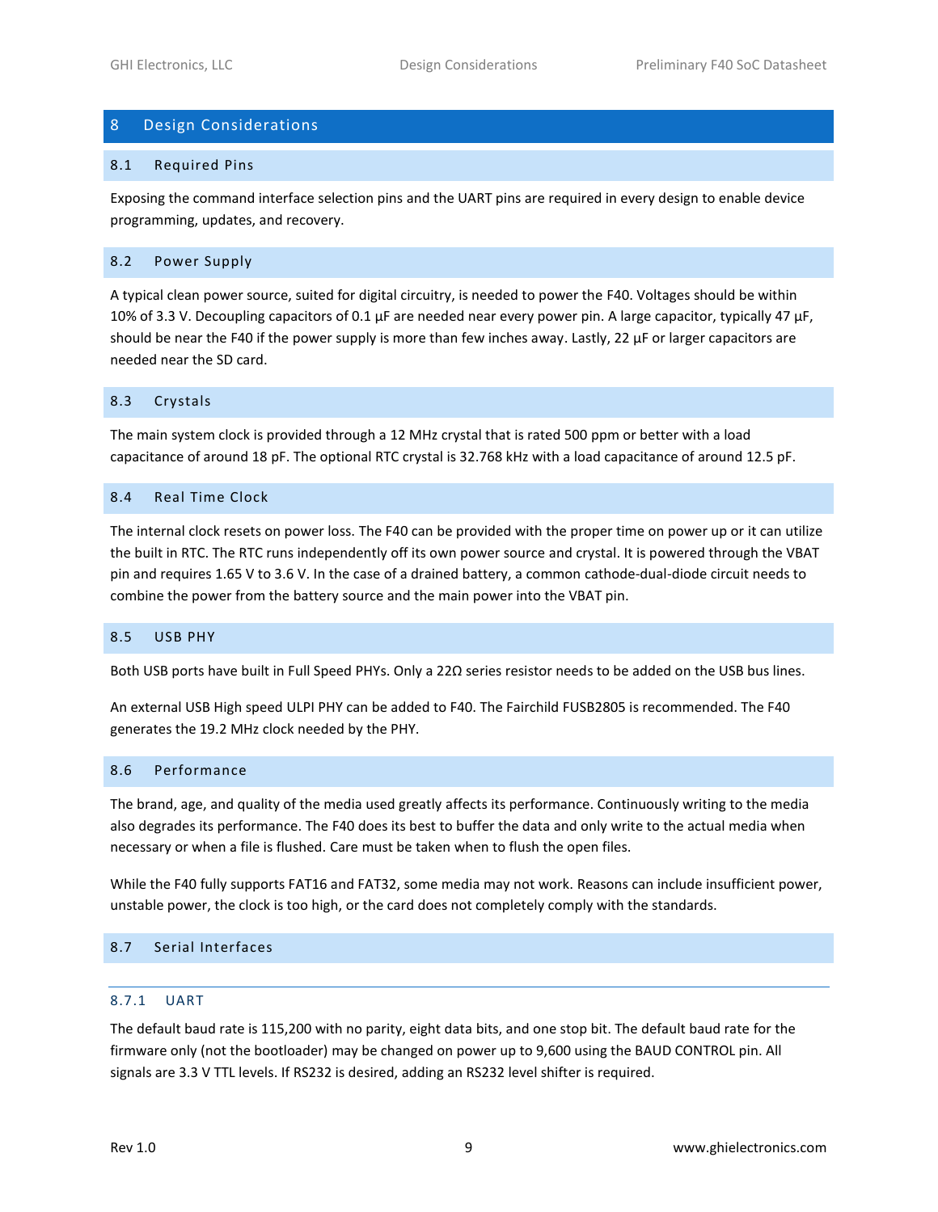# 8 Design Considerations

## 8.1 Required Pins

Exposing the command interface selection pins and the UART pins are required in every design to enable device programming, updates, and recovery.

## 8.2 Power Supply

A typical clean power source, suited for digital circuitry, is needed to power the F40. Voltages should be within 10% of 3.3 V. Decoupling capacitors of 0.1 µF are needed near every power pin. A large capacitor, typically 47 µF, should be near the F40 if the power supply is more than few inches away. Lastly, 22 µF or larger capacitors are needed near the SD card.

## 8.3 Crystals

The main system clock is provided through a 12 MHz crystal that is rated 500 ppm or better with a load capacitance of around 18 pF. The optional RTC crystal is 32.768 kHz with a load capacitance of around 12.5 pF.

## 8.4 Real Time Clock

The internal clock resets on power loss. The F40 can be provided with the proper time on power up or it can utilize the built in RTC. The RTC runs independently off its own power source and crystal. It is powered through the VBAT pin and requires 1.65 V to 3.6 V. In the case of a drained battery, a common cathode-dual-diode circuit needs to combine the power from the battery source and the main power into the VBAT pin.

## 8.5 USB PHY

Both USB ports have built in Full Speed PHYs. Only a 22Ω series resistor needs to be added on the USB bus lines.

An external USB High speed ULPI PHY can be added to F40. The Fairchild FUSB2805 is recommended. The F40 generates the 19.2 MHz clock needed by the PHY.

## 8.6 Performance

The brand, age, and quality of the media used greatly affects its performance. Continuously writing to the media also degrades its performance. The F40 does its best to buffer the data and only write to the actual media when necessary or when a file is flushed. Care must be taken when to flush the open files.

While the F40 fully supports FAT16 and FAT32, some media may not work. Reasons can include insufficient power, unstable power, the clock is too high, or the card does not completely comply with the standards.

## 8.7 Serial Interfaces

### 8.7.1 UART

The default baud rate is 115,200 with no parity, eight data bits, and one stop bit. The default baud rate for the firmware only (not the bootloader) may be changed on power up to 9,600 using the BAUD CONTROL pin. All signals are 3.3 V TTL levels. If RS232 is desired, adding an RS232 level shifter is required.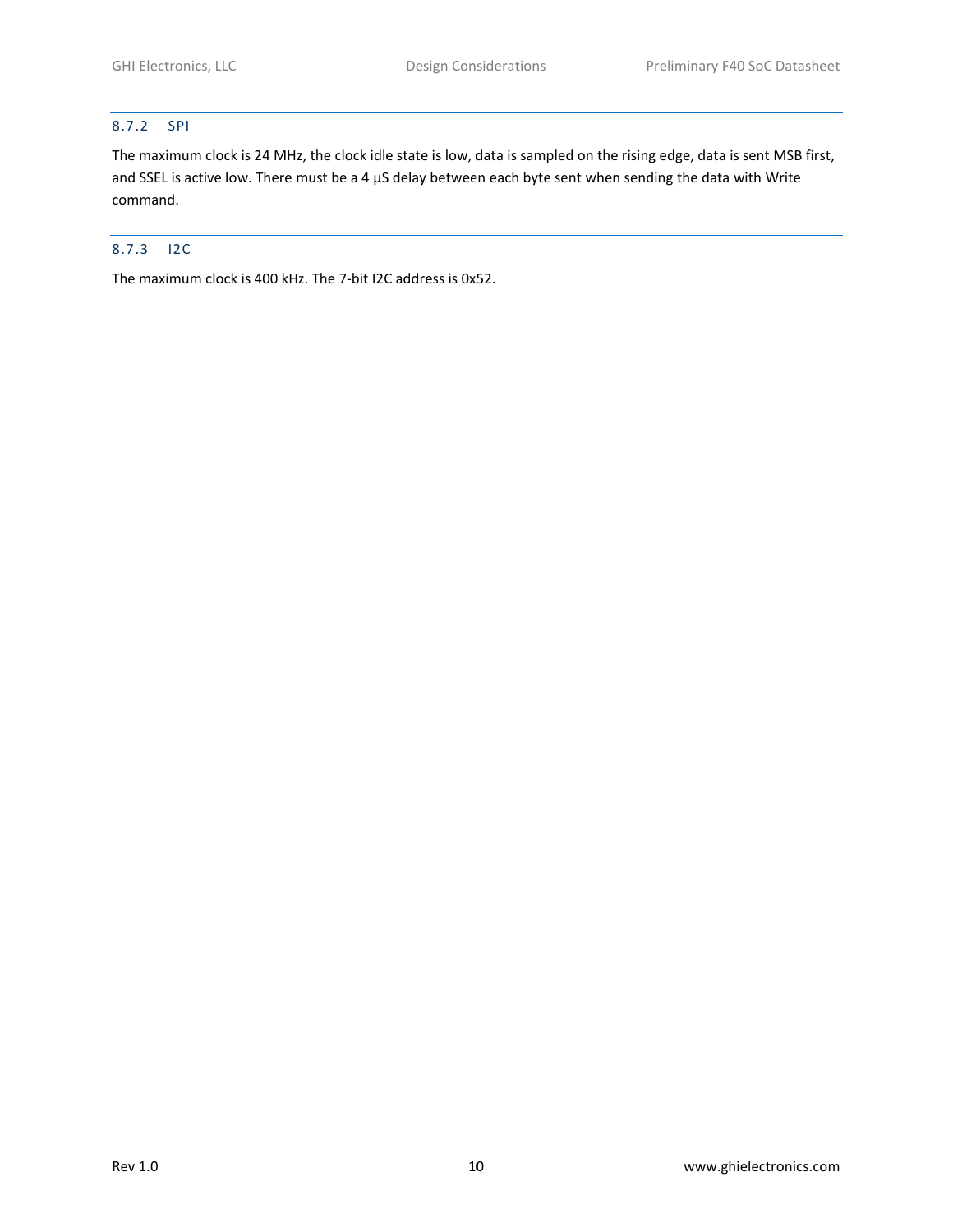### 8.7.2 SPI

The maximum clock is 24 MHz, the clock idle state is low, data is sampled on the rising edge, data is sent MSB first, and SSEL is active low. There must be a 4 µS delay between each byte sent when sending the data with Write command.

### 8.7.3 I2C

The maximum clock is 400 kHz. The 7-bit I2C address is 0x52.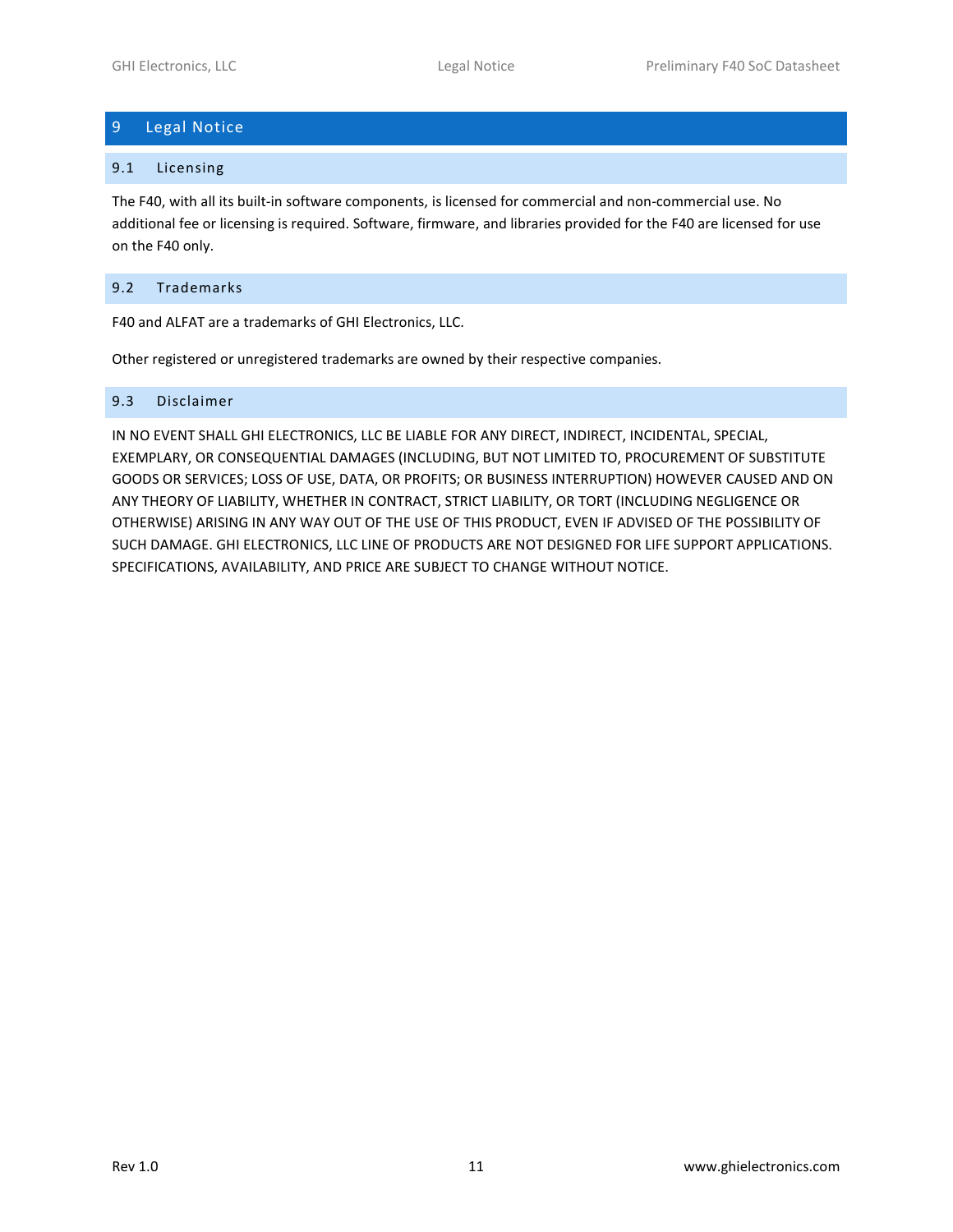# 9 Legal Notice

## 9.1 Licensing

The F40, with all its built-in software components, is licensed for commercial and non-commercial use. No additional fee or licensing is required. Software, firmware, and libraries provided for the F40 are licensed for use on the F40 only.

## 9.2 Trademarks

F40 and ALFAT are a trademarks of GHI Electronics, LLC.

Other registered or unregistered trademarks are owned by their respective companies.

## 9.3 Disclaimer

IN NO EVENT SHALL GHI ELECTRONICS, LLC BE LIABLE FOR ANY DIRECT, INDIRECT, INCIDENTAL, SPECIAL, EXEMPLARY, OR CONSEQUENTIAL DAMAGES (INCLUDING, BUT NOT LIMITED TO, PROCUREMENT OF SUBSTITUTE GOODS OR SERVICES; LOSS OF USE, DATA, OR PROFITS; OR BUSINESS INTERRUPTION) HOWEVER CAUSED AND ON ANY THEORY OF LIABILITY, WHETHER IN CONTRACT, STRICT LIABILITY, OR TORT (INCLUDING NEGLIGENCE OR OTHERWISE) ARISING IN ANY WAY OUT OF THE USE OF THIS PRODUCT, EVEN IF ADVISED OF THE POSSIBILITY OF SUCH DAMAGE. GHI ELECTRONICS, LLC LINE OF PRODUCTS ARE NOT DESIGNED FOR LIFE SUPPORT APPLICATIONS. SPECIFICATIONS, AVAILABILITY, AND PRICE ARE SUBJECT TO CHANGE WITHOUT NOTICE.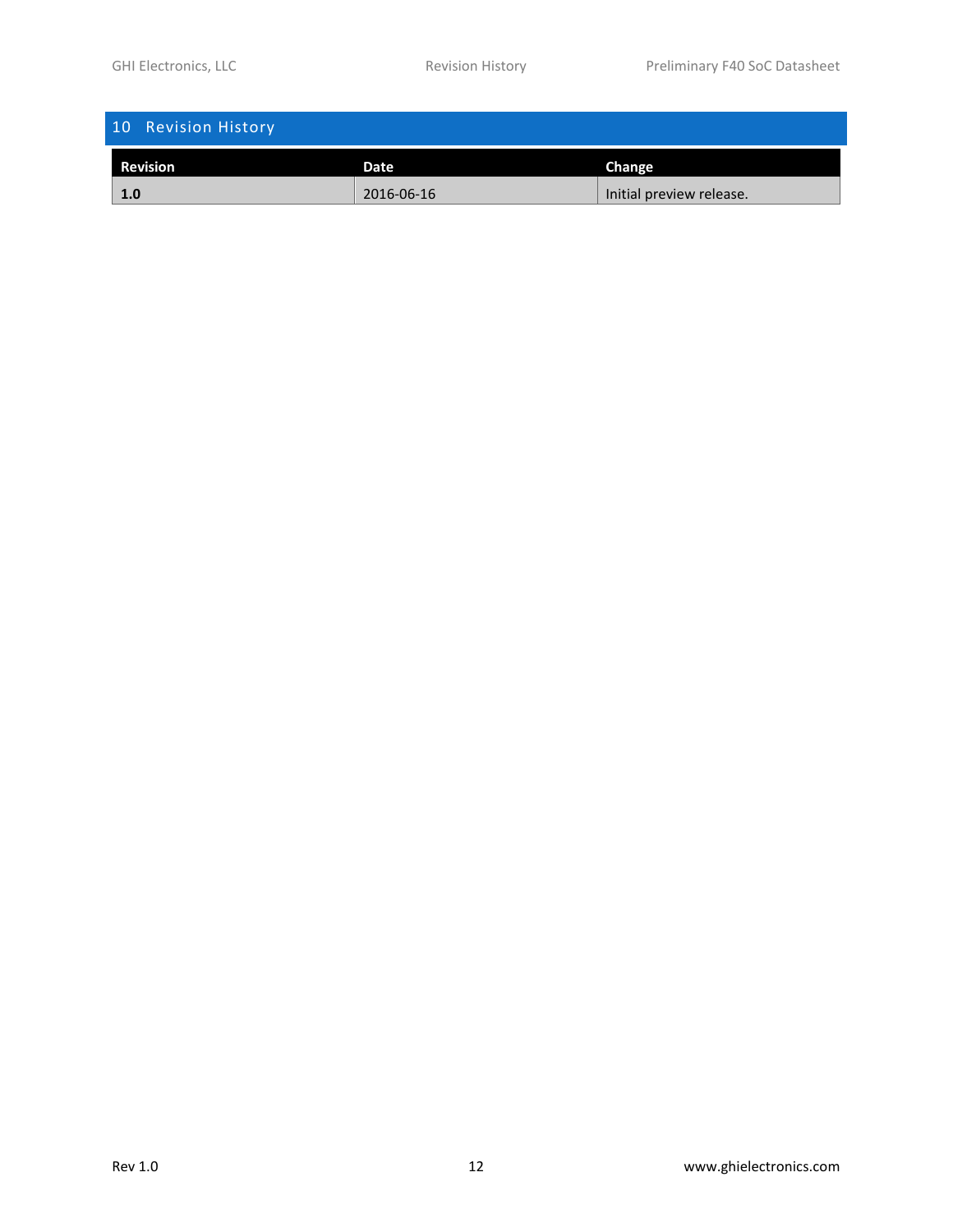# 10 Revision History

| Revision | Date | Change |
| --- | --- | --- |
| **1.0** | 2016-06-16 | Initial preview release. |